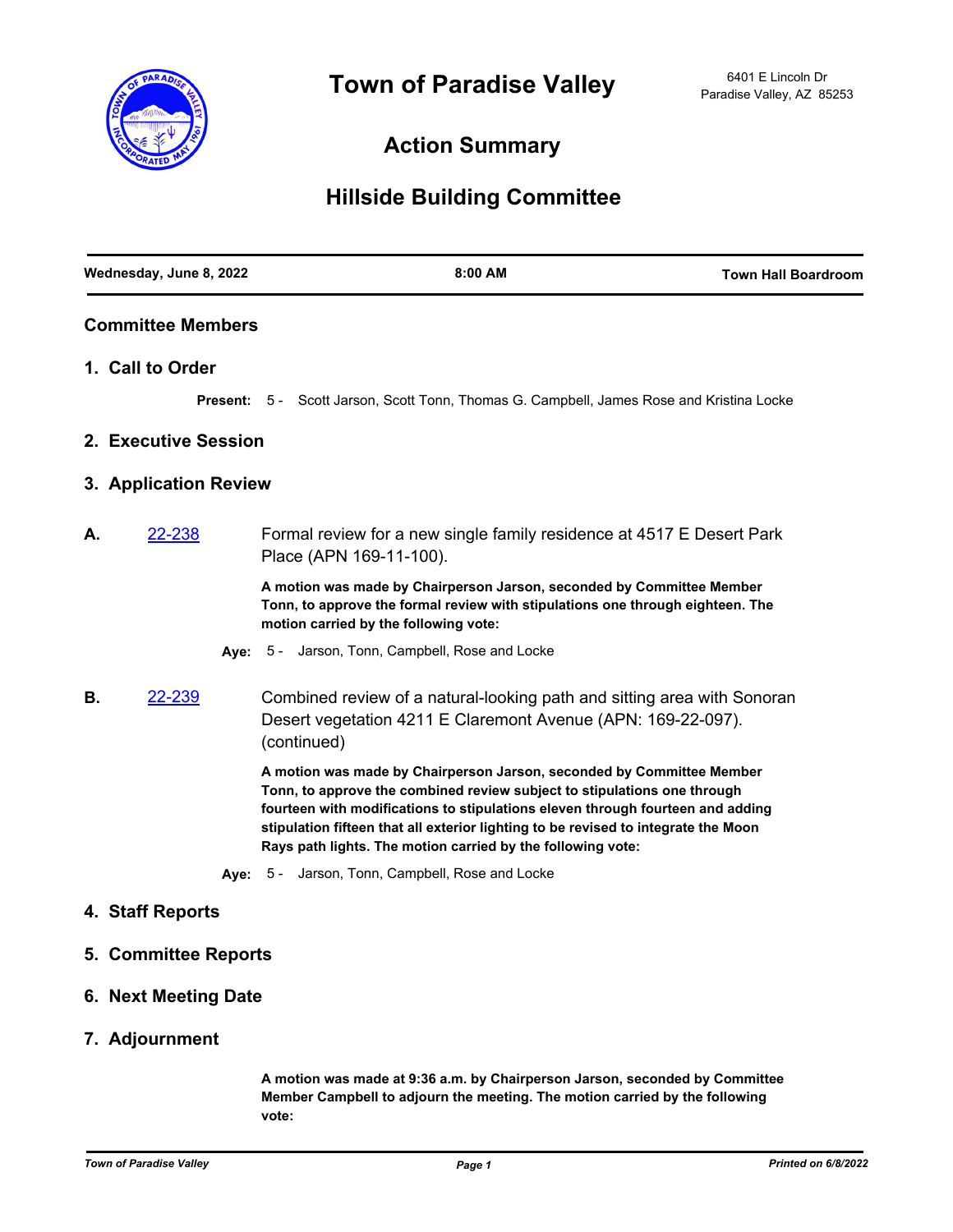# Town of Paradise Valley

6401 E Lincoln Dr
Paradise Valley, AZ 85253

## Action Summary

## Hillside Building Committee

| Wednesday, June 8, 2022 | 8:00 AM | Town Hall Boardroom |
| --- | --- | --- |

### Committee Members

### 1. Call to Order

**Present:** 5 - Scott Jarson, Scott Tonn, Thomas G. Campbell, James Rose and Kristina Locke

### 2. Executive Session

### 3. Application Review

**A.** 22-238 Formal review for a new single family residence at 4517 E Desert Park Place (APN 169-11-100).

**A motion was made by Chairperson Jarson, seconded by Committee Member Tonn, to approve the formal review with stipulations one through eighteen. The motion carried by the following vote:**

**Aye:** 5 - Jarson, Tonn, Campbell, Rose and Locke

**B.** 22-239 Combined review of a natural-looking path and sitting area with Sonoran Desert vegetation 4211 E Claremont Avenue (APN: 169-22-097). (continued)

**A motion was made by Chairperson Jarson, seconded by Committee Member Tonn, to approve the combined review subject to stipulations one through fourteen with modifications to stipulations eleven through fourteen and adding stipulation fifteen that all exterior lighting to be revised to integrate the Moon Rays path lights. The motion carried by the following vote:**

**Aye:** 5 - Jarson, Tonn, Campbell, Rose and Locke

### 4. Staff Reports

### 5. Committee Reports

### 6. Next Meeting Date

### 7. Adjournment

**A motion was made at 9:36 a.m. by Chairperson Jarson, seconded by Committee Member Campbell to adjourn the meeting. The motion carried by the following vote:**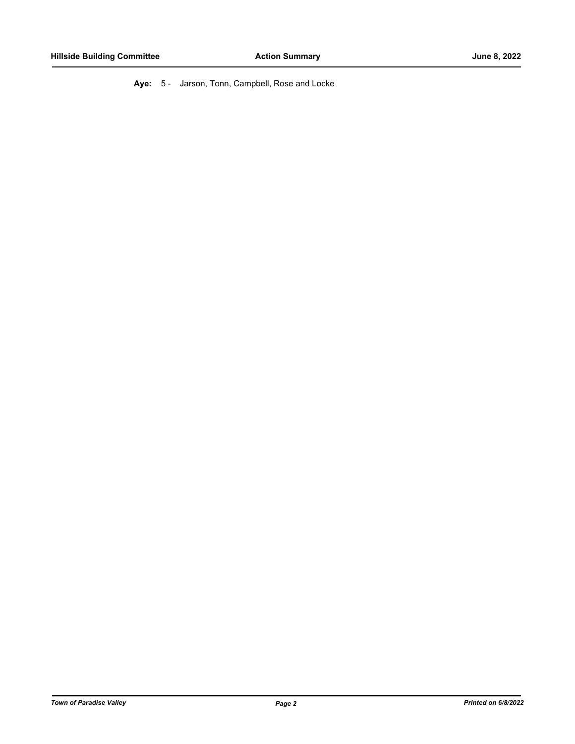**Aye:** 5 - Jarson, Tonn, Campbell, Rose and Locke